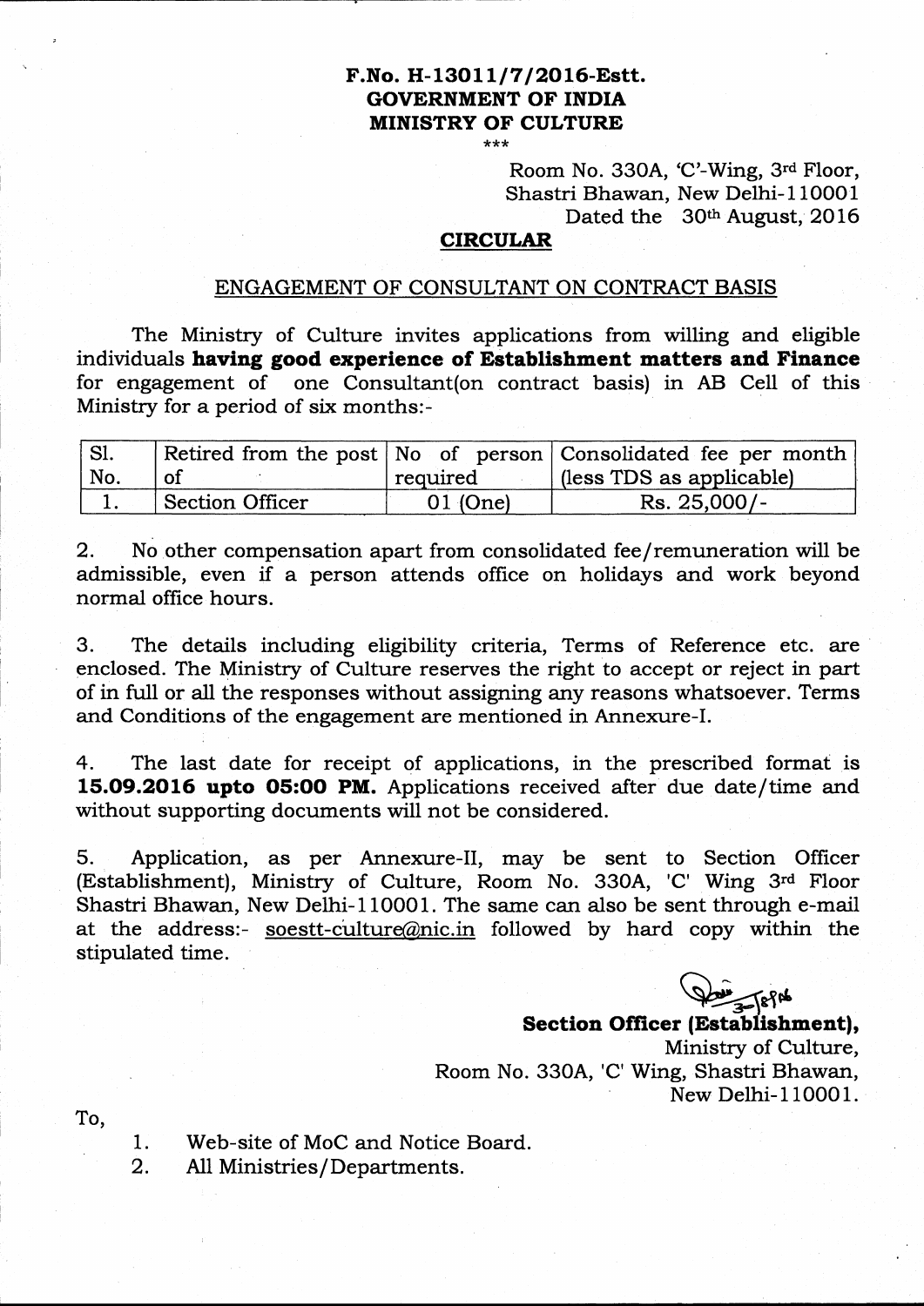**F.No. H-13011/7/2016-Estt.**
**GOVERNMENT OF INDIA**
**MINISTRY OF CULTURE**

\*\*\*

Room No. 330A, 'C'-Wing, 3rd Floor,
Shastri Bhawan, New Delhi-110001
Dated the 30th August, 2016

## CIRCULAR

### ENGAGEMENT OF CONSULTANT ON CONTRACT BASIS

The Ministry of Culture invites applications from willing and eligible individuals **having good experience of Establishment matters and Finance** for engagement of one Consultant(on contract basis) in AB Cell of this Ministry for a period of six months:-

| Sl. No. | Retired from the post of | No of person required | Consolidated fee per month (less TDS as applicable) |
|---|---|---|---|
| 1. | Section Officer | 01 (One) | Rs. 25,000/- |

2. No other compensation apart from consolidated fee/remuneration will be admissible, even if a person attends office on holidays and work beyond normal office hours.

3. The details including eligibility criteria, Terms of Reference etc. are enclosed. The Ministry of Culture reserves the right to accept or reject in part of in full or all the responses without assigning any reasons whatsoever. Terms and Conditions of the engagement are mentioned in Annexure-I.

4. The last date for receipt of applications, in the prescribed format is **15.09.2016 upto 05:00 PM.** Applications received after due date/time and without supporting documents will not be considered.

5. Application, as per Annexure-II, may be sent to Section Officer (Establishment), Ministry of Culture, Room No. 330A, 'C' Wing 3rd Floor Shastri Bhawan, New Delhi-110001. The same can also be sent through e-mail at the address:- soestt-culture@nic.in followed by hard copy within the stipulated time.

**Section Officer (Establishment),**
Ministry of Culture,
Room No. 330A, 'C' Wing, Shastri Bhawan,
New Delhi-110001.

To,

1. Web-site of MoC and Notice Board.
2. All Ministries/Departments.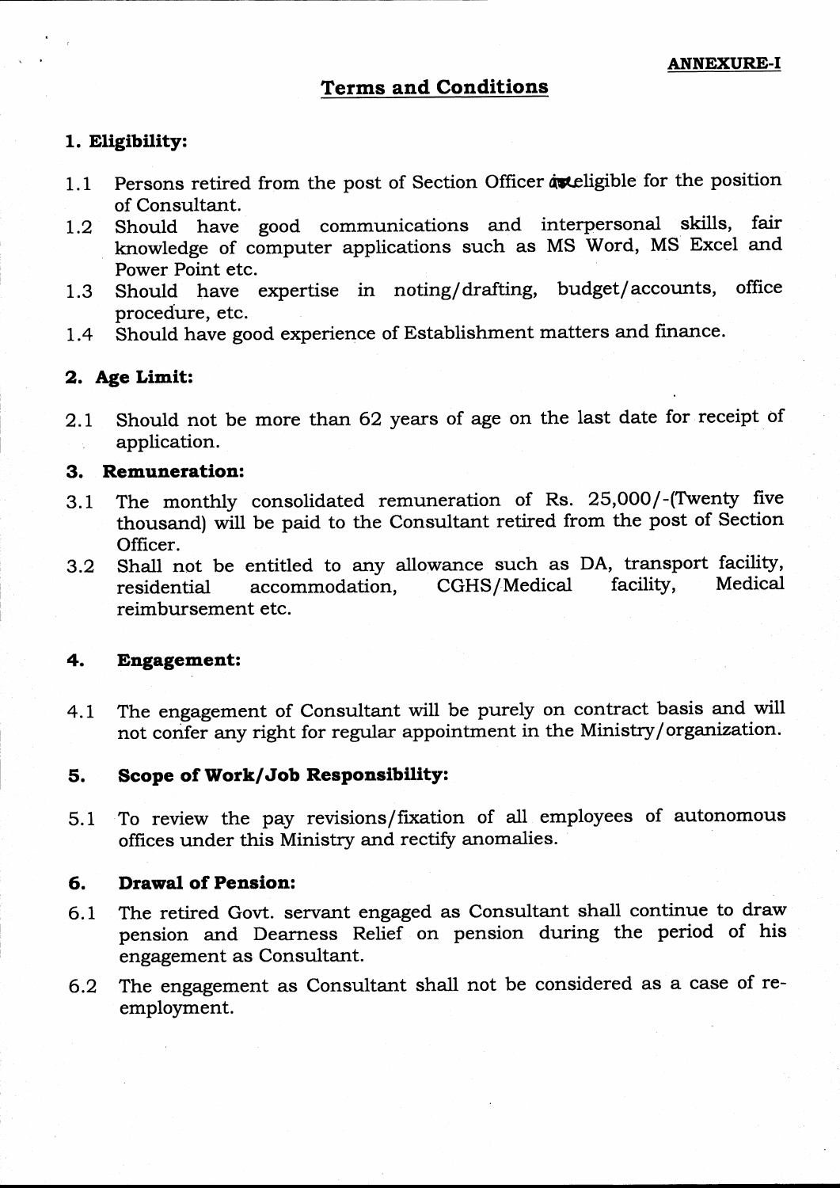**ANNEXURE-I**

## Terms and Conditions

### 1. Eligibility:

1.1 Persons retired from the post of Section Officer are eligible for the position of Consultant.

1.2 Should have good communications and interpersonal skills, fair knowledge of computer applications such as MS Word, MS Excel and Power Point etc.

1.3 Should have expertise in noting/drafting, budget/accounts, office procedure, etc.

1.4 Should have good experience of Establishment matters and finance.

### 2. Age Limit:

2.1 Should not be more than 62 years of age on the last date for receipt of application.

### 3. Remuneration:

3.1 The monthly consolidated remuneration of Rs. 25,000/-(Twenty five thousand) will be paid to the Consultant retired from the post of Section Officer.

3.2 Shall not be entitled to any allowance such as DA, transport facility, residential accommodation, CGHS/Medical facility, Medical reimbursement etc.

### 4. Engagement:

4.1 The engagement of Consultant will be purely on contract basis and will not confer any right for regular appointment in the Ministry/organization.

### 5. Scope of Work/Job Responsibility:

5.1 To review the pay revisions/fixation of all employees of autonomous offices under this Ministry and rectify anomalies.

### 6. Drawal of Pension:

6.1 The retired Govt. servant engaged as Consultant shall continue to draw pension and Dearness Relief on pension during the period of his engagement as Consultant.

6.2 The engagement as Consultant shall not be considered as a case of re-employment.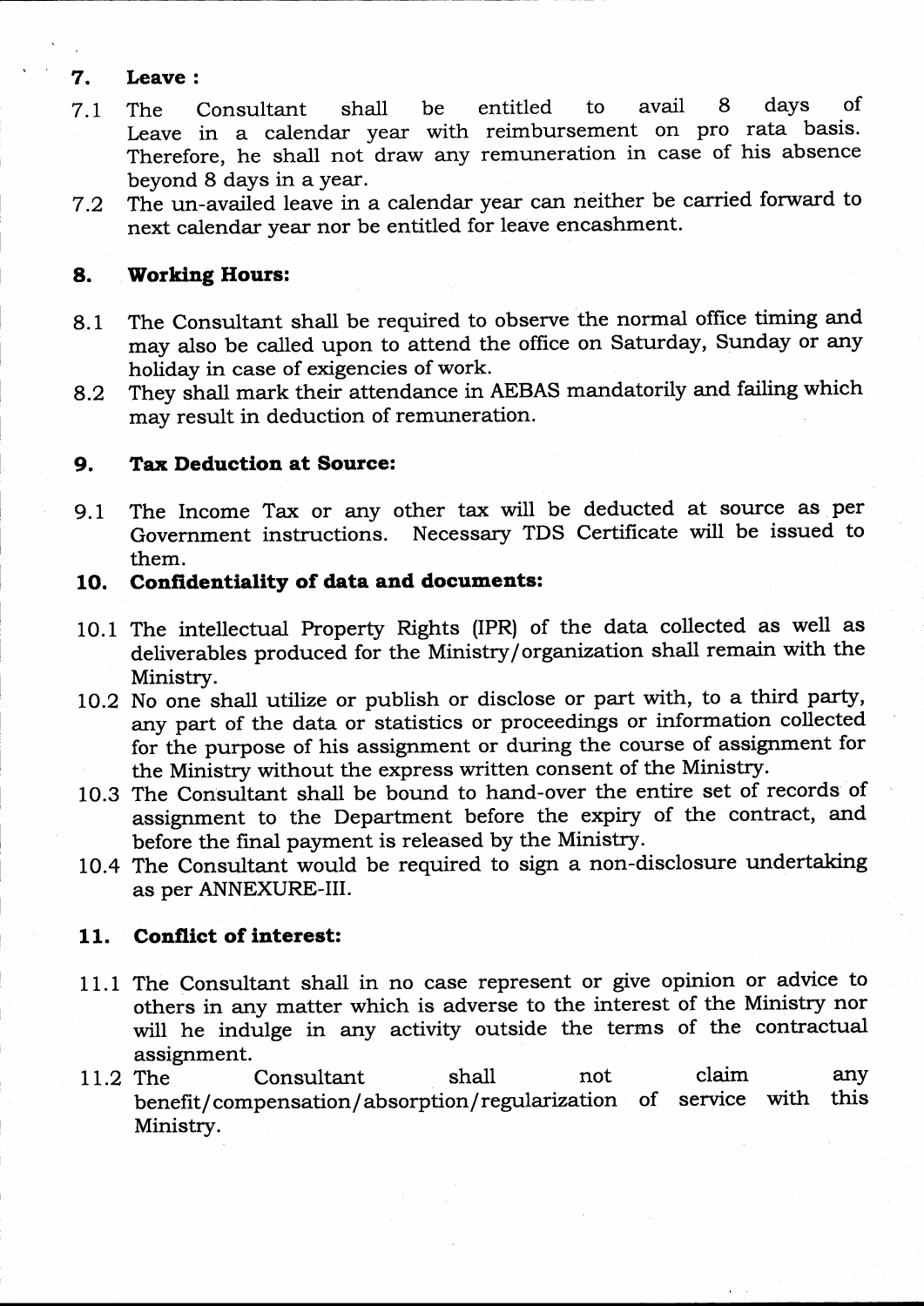## 7. Leave :

7.1 The Consultant shall be entitled to avail 8 days of Leave in a calendar year with reimbursement on pro rata basis. Therefore, he shall not draw any remuneration in case of his absence beyond 8 days in a year.

7.2 The un-availed leave in a calendar year can neither be carried forward to next calendar year nor be entitled for leave encashment.

## 8. Working Hours:

8.1 The Consultant shall be required to observe the normal office timing and may also be called upon to attend the office on Saturday, Sunday or any holiday in case of exigencies of work.

8.2 They shall mark their attendance in AEBAS mandatorily and failing which may result in deduction of remuneration.

## 9. Tax Deduction at Source:

9.1 The Income Tax or any other tax will be deducted at source as per Government instructions. Necessary TDS Certificate will be issued to them.

## 10. Confidentiality of data and documents:

10.1 The intellectual Property Rights (IPR) of the data collected as well as deliverables produced for the Ministry/organization shall remain with the Ministry.

10.2 No one shall utilize or publish or disclose or part with, to a third party, any part of the data or statistics or proceedings or information collected for the purpose of his assignment or during the course of assignment for the Ministry without the express written consent of the Ministry.

10.3 The Consultant shall be bound to hand-over the entire set of records of assignment to the Department before the expiry of the contract, and before the final payment is released by the Ministry.

10.4 The Consultant would be required to sign a non-disclosure undertaking as per ANNEXURE-III.

## 11. Conflict of interest:

11.1 The Consultant shall in no case represent or give opinion or advice to others in any matter which is adverse to the interest of the Ministry nor will he indulge in any activity outside the terms of the contractual assignment.

11.2 The Consultant shall not claim any benefit/compensation/absorption/regularization of service with this Ministry.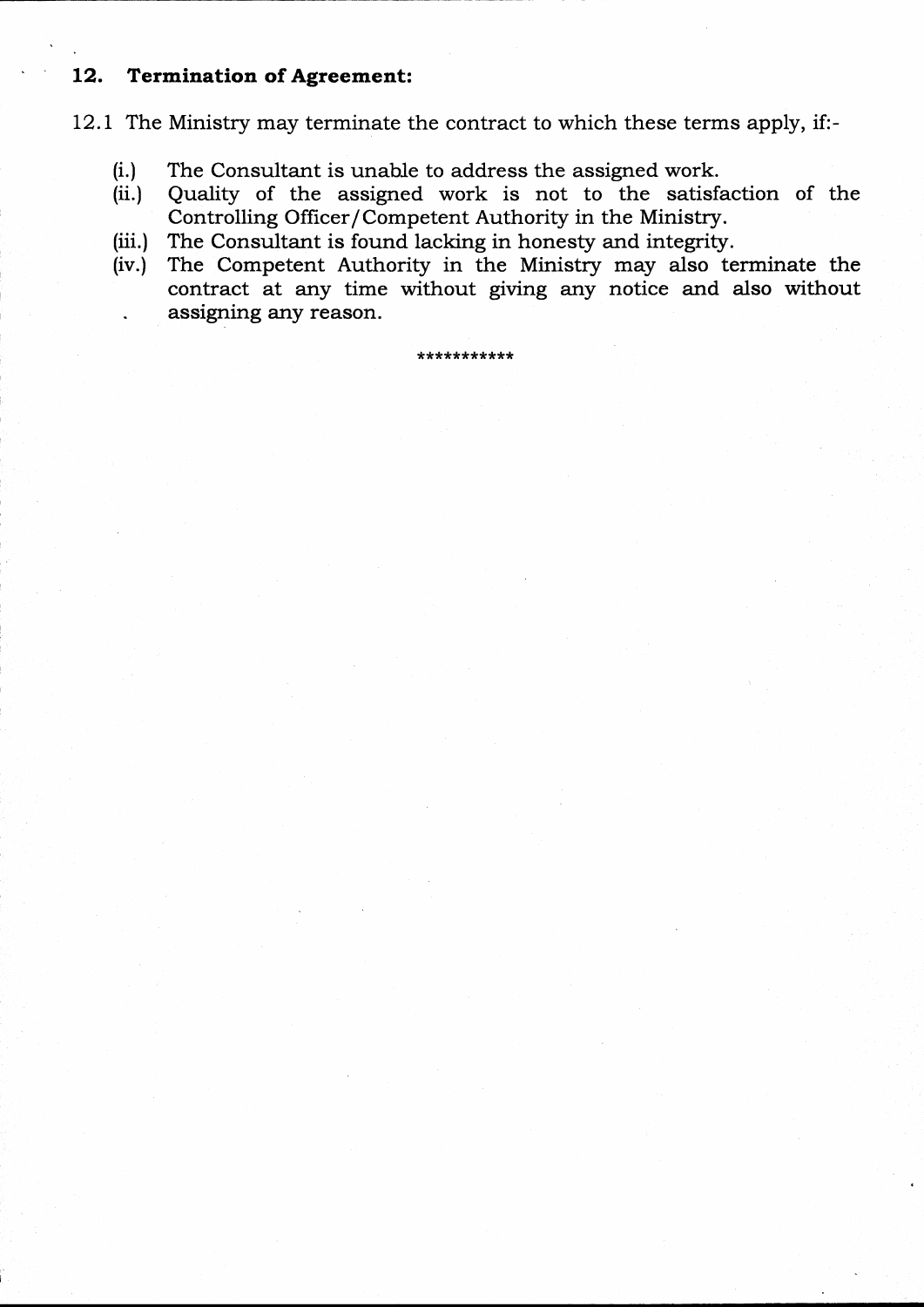## 12. Termination of Agreement:

12.1 The Ministry may terminate the contract to which these terms apply, if:-

(i.) The Consultant is unable to address the assigned work.

(ii.) Quality of the assigned work is not to the satisfaction of the Controlling Officer/Competent Authority in the Ministry.

(iii.) The Consultant is found lacking in honesty and integrity.

(iv.) The Competent Authority in the Ministry may also terminate the contract at any time without giving any notice and also without assigning any reason.

***********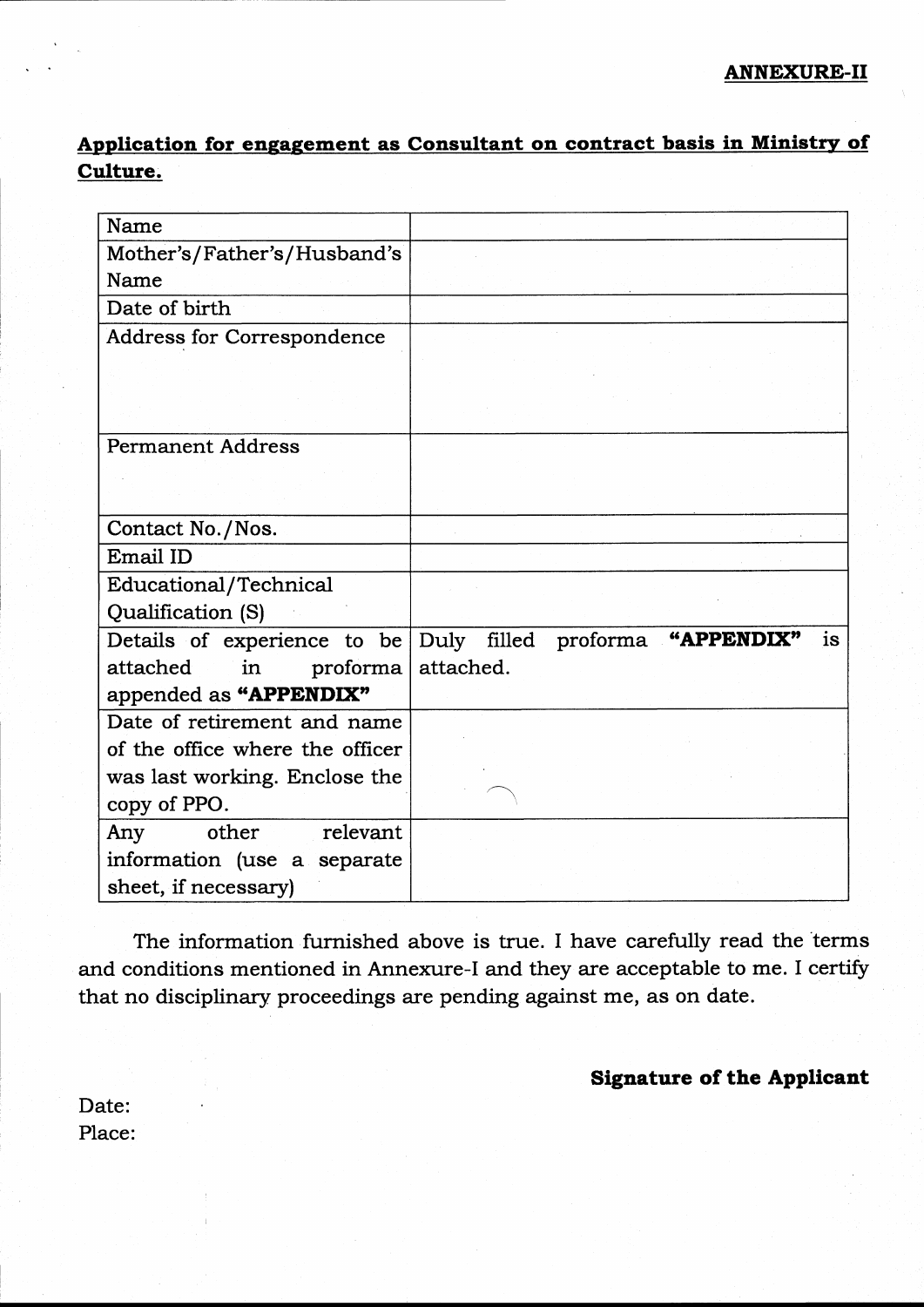**ANNEXURE-II**

**Application for engagement as Consultant on contract basis in Ministry of Culture.**

| | |
|---|---|
| Name | |
| Mother's/Father's/Husband's Name | |
| Date of birth | |
| Address for Correspondence | |
| Permanent Address | |
| Contact No./Nos. | |
| Email ID | |
| Educational/Technical Qualification (S) | |
| Details of experience to be attached in proforma appended as **"APPENDIX"** | Duly filled proforma **"APPENDIX"** is attached. |
| Date of retirement and name of the office where the officer was last working. Enclose the copy of PPO. | |
| Any other relevant information (use a separate sheet, if necessary) | |

The information furnished above is true. I have carefully read the terms and conditions mentioned in Annexure-I and they are acceptable to me. I certify that no disciplinary proceedings are pending against me, as on date.

**Signature of the Applicant**

Date:

Place: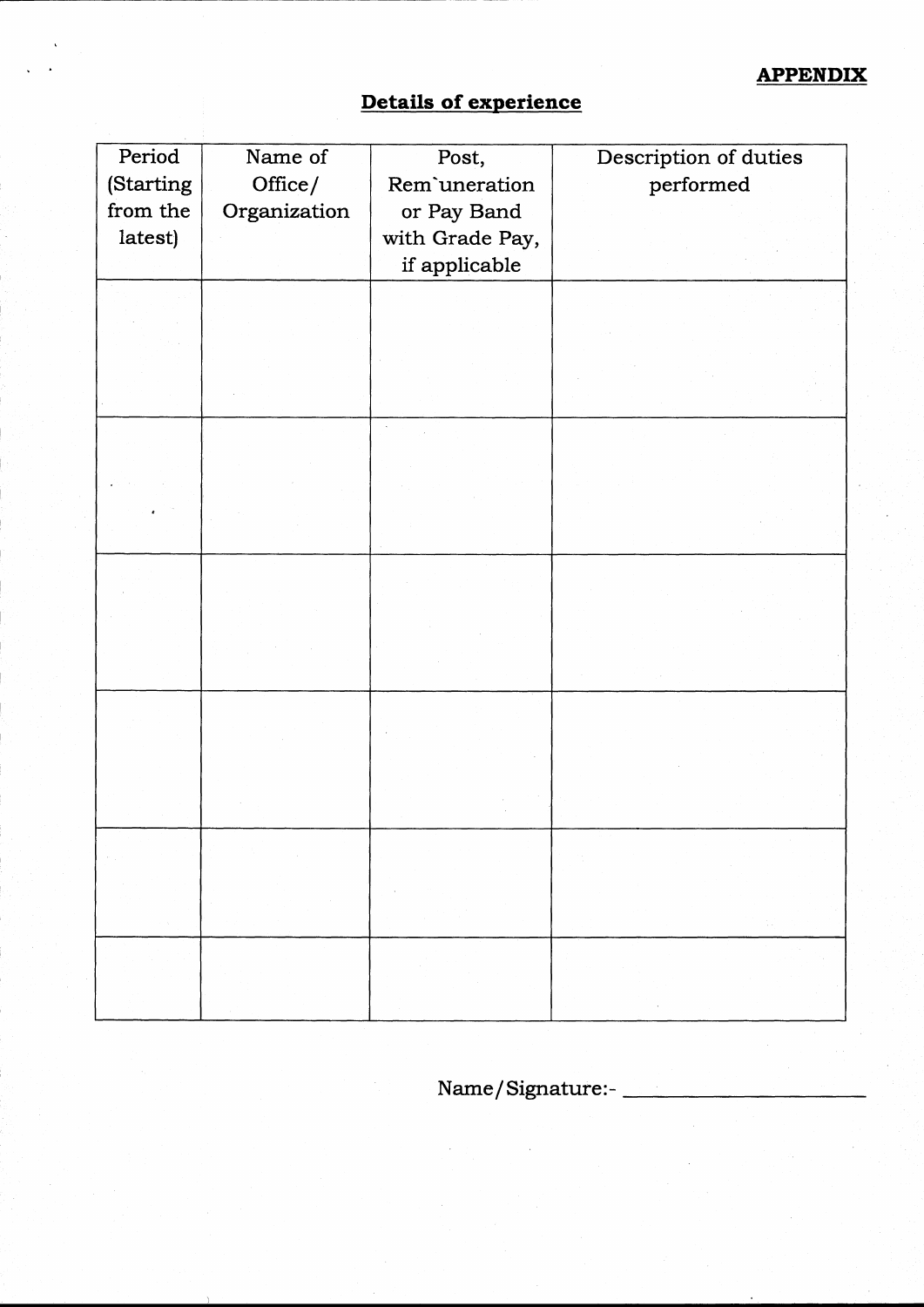**APPENDIX**

## Details of experience

| Period (Starting from the latest) | Name of Office/ Organization | Post, Rem`uneration or Pay Band with Grade Pay, if applicable | Description of duties performed |
|---|---|---|---|
| | | | |
| | | | |
| | | | |
| | | | |
| | | | |
| | | | |

Name/Signature:- ____________________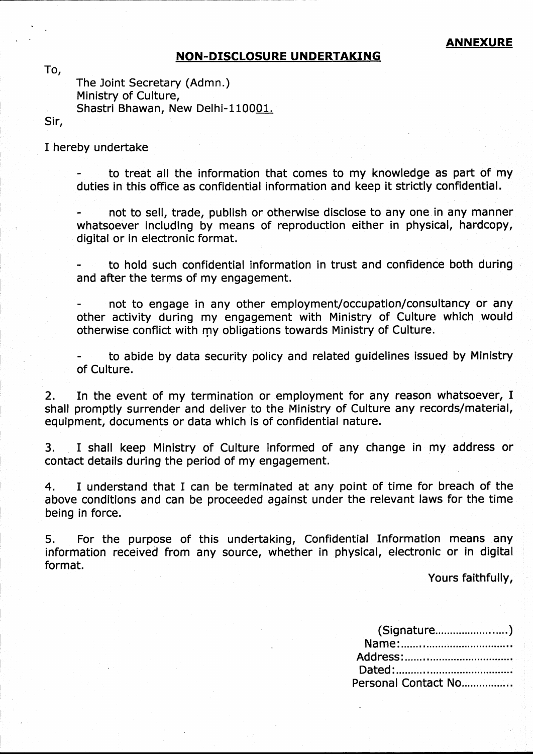**ANNEXURE**

## NON-DISCLOSURE UNDERTAKING

To,

The Joint Secretary (Admn.)
Ministry of Culture,
Shastri Bhawan, New Delhi-110001.

Sir,

I hereby undertake

- to treat all the information that comes to my knowledge as part of my duties in this office as confidential information and keep it strictly confidential.

- not to sell, trade, publish or otherwise disclose to any one in any manner whatsoever including by means of reproduction either in physical, hardcopy, digital or in electronic format.

- to hold such confidential information in trust and confidence both during and after the terms of my engagement.

- not to engage in any other employment/occupation/consultancy or any other activity during my engagement with Ministry of Culture which would otherwise conflict with my obligations towards Ministry of Culture.

- to abide by data security policy and related guidelines issued by Ministry of Culture.

2. In the event of my termination or employment for any reason whatsoever, I shall promptly surrender and deliver to the Ministry of Culture any records/material, equipment, documents or data which is of confidential nature.

3. I shall keep Ministry of Culture informed of any change in my address or contact details during the period of my engagement.

4. I understand that I can be terminated at any point of time for breach of the above conditions and can be proceeded against under the relevant laws for the time being in force.

5. For the purpose of this undertaking, Confidential Information means any information received from any source, whether in physical, electronic or in digital format.

Yours faithfully,

(Signature..........................)
Name:...........................................
Address:.......................................
Dated:..........................................
Personal Contact No.................